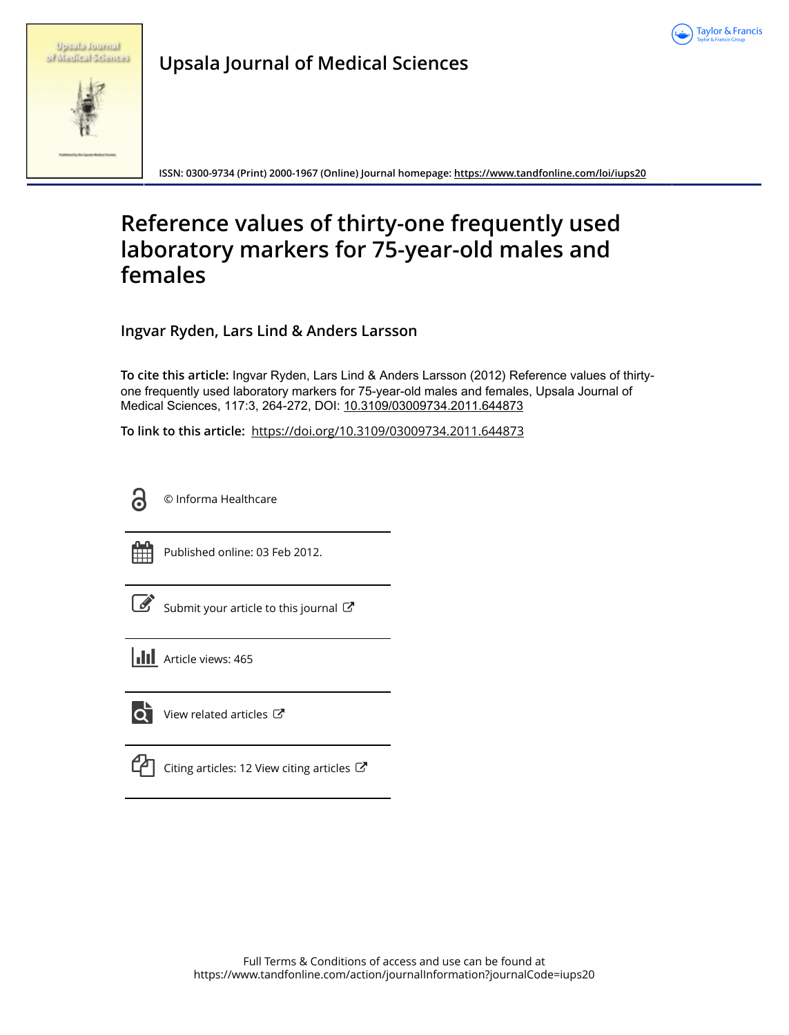Upsala Journal of Medical Sciences

ISSN: 0300-9734 (Print) 2000-1967 (Online) Journal homepage: https://www.tandfonline.com/loi/iups20

# Reference values of thirty-one frequently used laboratory markers for 75-year-old males and females

**Ingvar Ryden, Lars Lind & Anders Larsson**

**To cite this article:** Ingvar Ryden, Lars Lind & Anders Larsson (2012) Reference values of thirty-one frequently used laboratory markers for 75-year-old males and females, Upsala Journal of Medical Sciences, 117:3, 264-272, DOI: 10.3109/03009734.2011.644873

**To link to this article:** https://doi.org/10.3109/03009734.2011.644873

© Informa Healthcare

Published online: 03 Feb 2012.

Submit your article to this journal

Article views: 465

View related articles

Citing articles: 12 View citing articles

Full Terms & Conditions of access and use can be found at
https://www.tandfonline.com/action/journalInformation?journalCode=iups20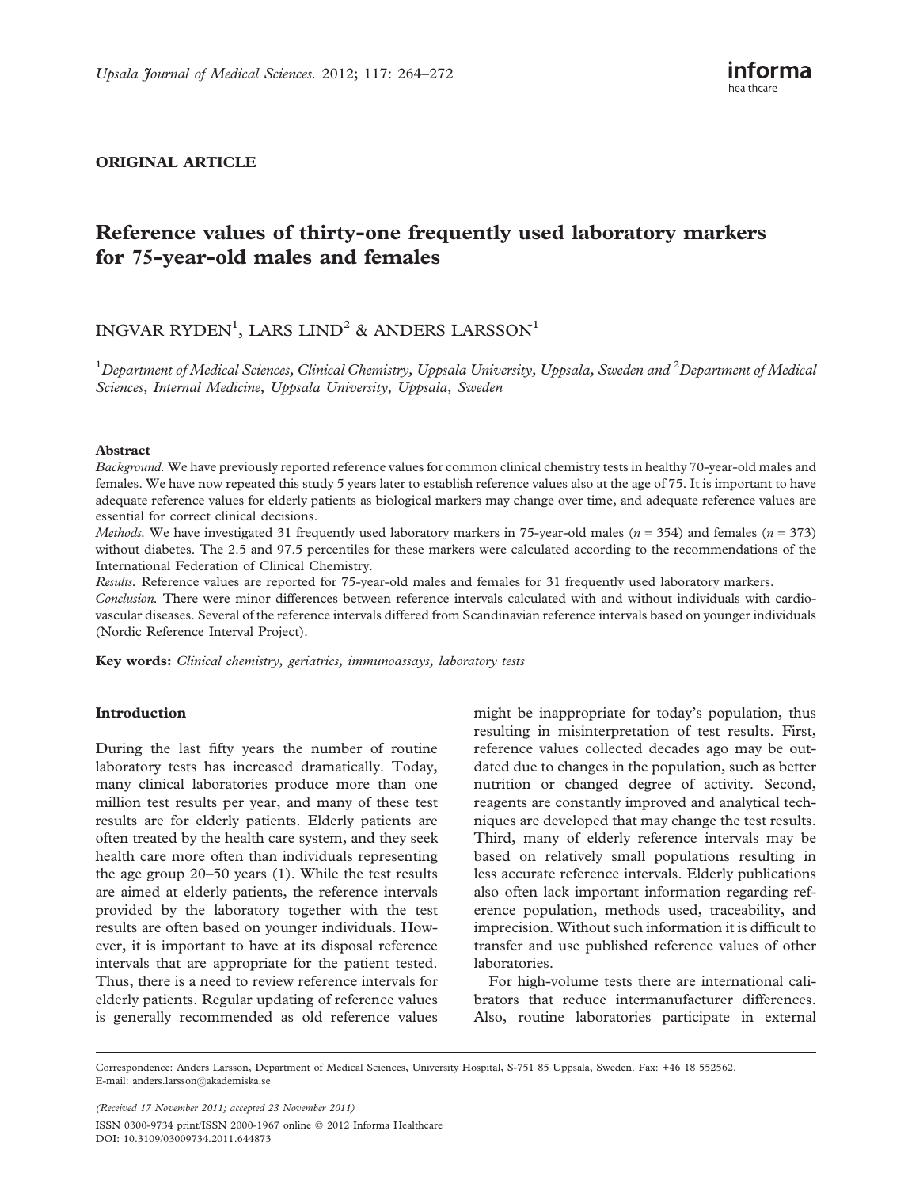ORIGINAL ARTICLE

# Reference values of thirty-one frequently used laboratory markers for 75-year-old males and females

INGVAR RYDEN[1], LARS LIND[2] & ANDERS LARSSON[1]

[1]*Department of Medical Sciences, Clinical Chemistry, Uppsala University, Uppsala, Sweden and* [2]*Department of Medical Sciences, Internal Medicine, Uppsala University, Uppsala, Sweden*

### Abstract

*Background.* We have previously reported reference values for common clinical chemistry tests in healthy 70-year-old males and females. We have now repeated this study 5 years later to establish reference values also at the age of 75. It is important to have adequate reference values for elderly patients as biological markers may change over time, and adequate reference values are essential for correct clinical decisions.

*Methods.* We have investigated 31 frequently used laboratory markers in 75-year-old males ($n$ = 354) and females ($n$ = 373) without diabetes. The 2.5 and 97.5 percentiles for these markers were calculated according to the recommendations of the International Federation of Clinical Chemistry.

*Results.* Reference values are reported for 75-year-old males and females for 31 frequently used laboratory markers.

*Conclusion.* There were minor differences between reference intervals calculated with and without individuals with cardiovascular diseases. Several of the reference intervals differed from Scandinavian reference intervals based on younger individuals (Nordic Reference Interval Project).

**Key words:** *Clinical chemistry, geriatrics, immunoassays, laboratory tests*

## Introduction

During the last fifty years the number of routine laboratory tests has increased dramatically. Today, many clinical laboratories produce more than one million test results per year, and many of these test results are for elderly patients. Elderly patients are often treated by the health care system, and they seek health care more often than individuals representing the age group 20–50 years (1). While the test results are aimed at elderly patients, the reference intervals provided by the laboratory together with the test results are often based on younger individuals. However, it is important to have at its disposal reference intervals that are appropriate for the patient tested. Thus, there is a need to review reference intervals for elderly patients. Regular updating of reference values is generally recommended as old reference values might be inappropriate for today's population, thus resulting in misinterpretation of test results. First, reference values collected decades ago may be outdated due to changes in the population, such as better nutrition or changed degree of activity. Second, reagents are constantly improved and analytical techniques are developed that may change the test results. Third, many of elderly reference intervals may be based on relatively small populations resulting in less accurate reference intervals. Elderly publications also often lack important information regarding reference population, methods used, traceability, and imprecision. Without such information it is difficult to transfer and use published reference values of other laboratories.

For high-volume tests there are international calibrators that reduce intermanufacturer differences. Also, routine laboratories participate in external

Correspondence: Anders Larsson, Department of Medical Sciences, University Hospital, S-751 85 Uppsala, Sweden. Fax: +46 18 552562. E-mail: anders.larsson@akademiska.se

*(Received 17 November 2011; accepted 23 November 2011)*

ISSN 0300-9734 print/ISSN 2000-1967 online © 2012 Informa Healthcare
DOI: 10.3109/03009734.2011.644873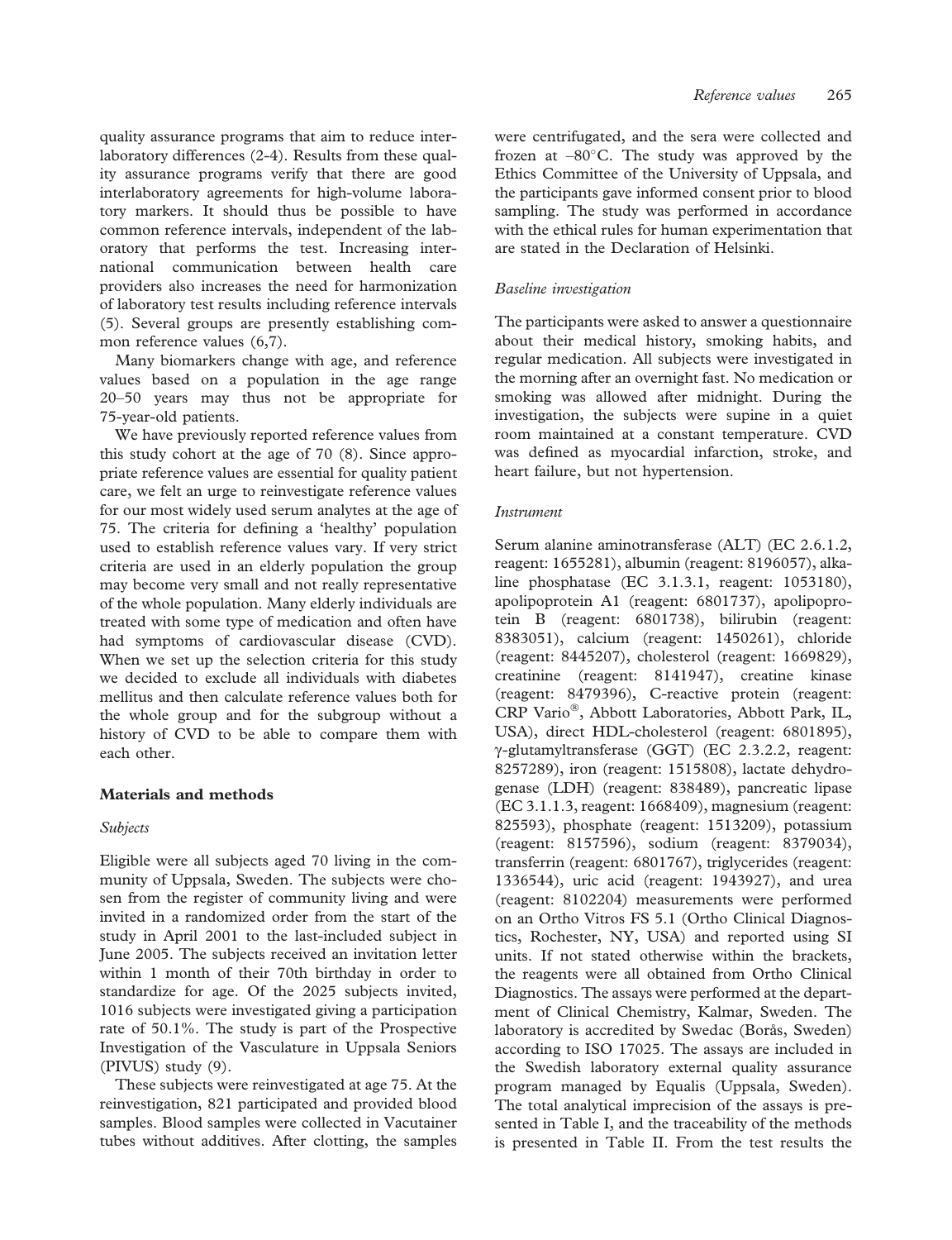quality assurance programs that aim to reduce interlaboratory differences (2-4). Results from these quality assurance programs verify that there are good interlaboratory agreements for high-volume laboratory markers. It should thus be possible to have common reference intervals, independent of the laboratory that performs the test. Increasing international communication between health care providers also increases the need for harmonization of laboratory test results including reference intervals (5). Several groups are presently establishing common reference values (6,7).

Many biomarkers change with age, and reference values based on a population in the age range 20–50 years may thus not be appropriate for 75-year-old patients.

We have previously reported reference values from this study cohort at the age of 70 (8). Since appropriate reference values are essential for quality patient care, we felt an urge to reinvestigate reference values for our most widely used serum analytes at the age of 75. The criteria for defining a 'healthy' population used to establish reference values vary. If very strict criteria are used in an elderly population the group may become very small and not really representative of the whole population. Many elderly individuals are treated with some type of medication and often have had symptoms of cardiovascular disease (CVD). When we set up the selection criteria for this study we decided to exclude all individuals with diabetes mellitus and then calculate reference values both for the whole group and for the subgroup without a history of CVD to be able to compare them with each other.

## Materials and methods

### *Subjects*

Eligible were all subjects aged 70 living in the community of Uppsala, Sweden. The subjects were chosen from the register of community living and were invited in a randomized order from the start of the study in April 2001 to the last-included subject in June 2005. The subjects received an invitation letter within 1 month of their 70th birthday in order to standardize for age. Of the 2025 subjects invited, 1016 subjects were investigated giving a participation rate of 50.1%. The study is part of the Prospective Investigation of the Vasculature in Uppsala Seniors (PIVUS) study (9).

These subjects were reinvestigated at age 75. At the reinvestigation, 821 participated and provided blood samples. Blood samples were collected in Vacutainer tubes without additives. After clotting, the samples were centrifugated, and the sera were collected and frozen at –80°C. The study was approved by the Ethics Committee of the University of Uppsala, and the participants gave informed consent prior to blood sampling. The study was performed in accordance with the ethical rules for human experimentation that are stated in the Declaration of Helsinki.

### *Baseline investigation*

The participants were asked to answer a questionnaire about their medical history, smoking habits, and regular medication. All subjects were investigated in the morning after an overnight fast. No medication or smoking was allowed after midnight. During the investigation, the subjects were supine in a quiet room maintained at a constant temperature. CVD was defined as myocardial infarction, stroke, and heart failure, but not hypertension.

### *Instrument*

Serum alanine aminotransferase (ALT) (EC 2.6.1.2, reagent: 1655281), albumin (reagent: 8196057), alkaline phosphatase (EC 3.1.3.1, reagent: 1053180), apolipoprotein A1 (reagent: 6801737), apolipoprotein B (reagent: 6801738), bilirubin (reagent: 8383051), calcium (reagent: 1450261), chloride (reagent: 8445207), cholesterol (reagent: 1669829), creatinine (reagent: 8141947), creatine kinase (reagent: 8479396), C-reactive protein (reagent: CRP Vario®, Abbott Laboratories, Abbott Park, IL, USA), direct HDL-cholesterol (reagent: 6801895), γ-glutamyltransferase (GGT) (EC 2.3.2.2, reagent: 8257289), iron (reagent: 1515808), lactate dehydrogenase (LDH) (reagent: 838489), pancreatic lipase (EC 3.1.1.3, reagent: 1668409), magnesium (reagent: 825593), phosphate (reagent: 1513209), potassium (reagent: 8157596), sodium (reagent: 8379034), transferrin (reagent: 6801767), triglycerides (reagent: 1336544), uric acid (reagent: 1943927), and urea (reagent: 8102204) measurements were performed on an Ortho Vitros FS 5.1 (Ortho Clinical Diagnostics, Rochester, NY, USA) and reported using SI units. If not stated otherwise within the brackets, the reagents were all obtained from Ortho Clinical Diagnostics. The assays were performed at the department of Clinical Chemistry, Kalmar, Sweden. The laboratory is accredited by Swedac (Borås, Sweden) according to ISO 17025. The assays are included in the Swedish laboratory external quality assurance program managed by Equalis (Uppsala, Sweden). The total analytical imprecision of the assays is presented in Table I, and the traceability of the methods is presented in Table II. From the test results the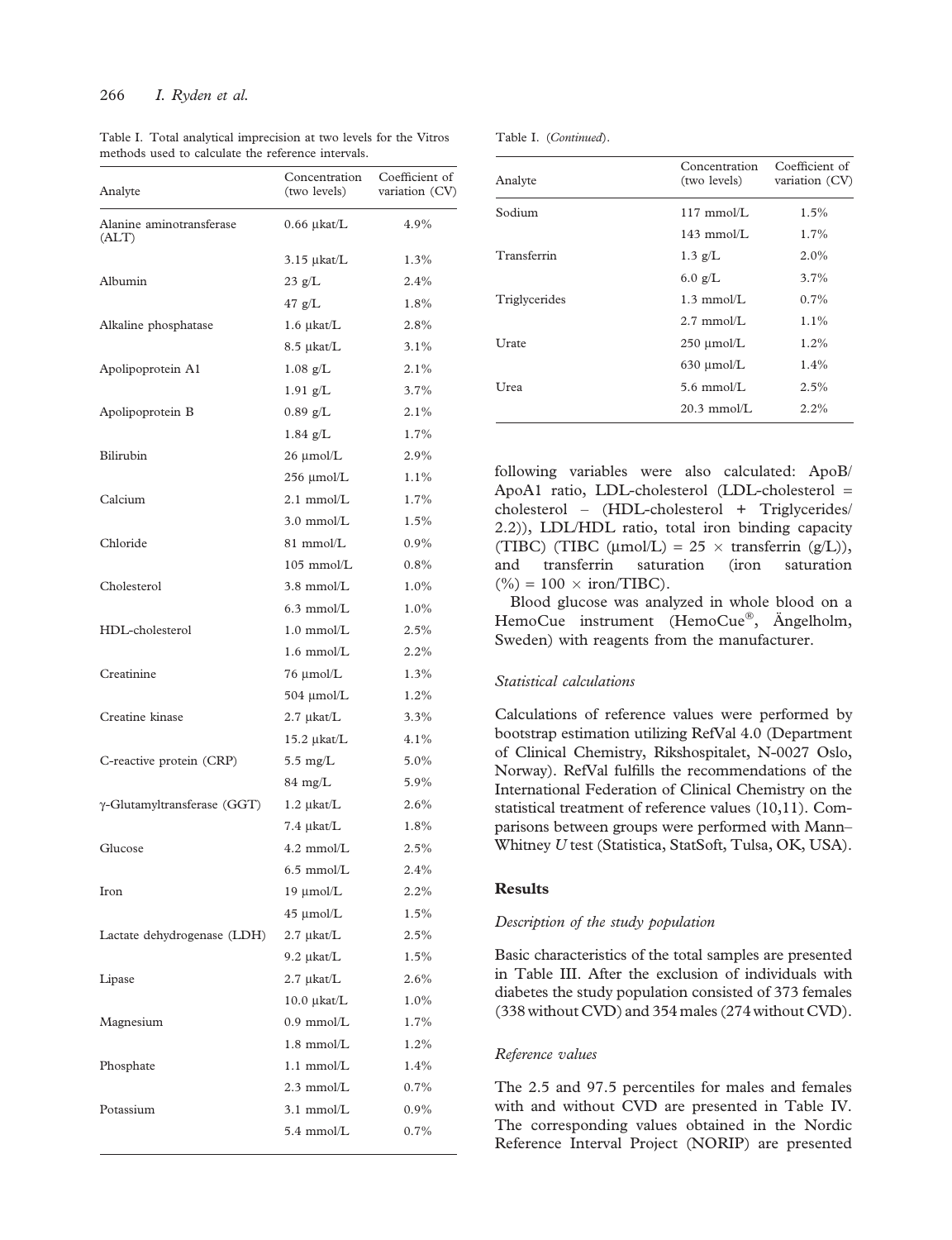Table I. Total analytical imprecision at two levels for the Vitros methods used to calculate the reference intervals.

| Analyte | Concentration (two levels) | Coefficient of variation (CV) |
|---|---|---|
| Alanine aminotransferase (ALT) | 0.66 µkat/L | 4.9% |
| | 3.15 µkat/L | 1.3% |
| Albumin | 23 g/L | 2.4% |
| | 47 g/L | 1.8% |
| Alkaline phosphatase | 1.6 µkat/L | 2.8% |
| | 8.5 µkat/L | 3.1% |
| Apolipoprotein A1 | 1.08 g/L | 2.1% |
| | 1.91 g/L | 3.7% |
| Apolipoprotein B | 0.89 g/L | 2.1% |
| | 1.84 g/L | 1.7% |
| Bilirubin | 26 µmol/L | 2.9% |
| | 256 µmol/L | 1.1% |
| Calcium | 2.1 mmol/L | 1.7% |
| | 3.0 mmol/L | 1.5% |
| Chloride | 81 mmol/L | 0.9% |
| | 105 mmol/L | 0.8% |
| Cholesterol | 3.8 mmol/L | 1.0% |
| | 6.3 mmol/L | 1.0% |
| HDL-cholesterol | 1.0 mmol/L | 2.5% |
| | 1.6 mmol/L | 2.2% |
| Creatinine | 76 µmol/L | 1.3% |
| | 504 µmol/L | 1.2% |
| Creatine kinase | 2.7 µkat/L | 3.3% |
| | 15.2 µkat/L | 4.1% |
| C-reactive protein (CRP) | 5.5 mg/L | 5.0% |
| | 84 mg/L | 5.9% |
| γ-Glutamyltransferase (GGT) | 1.2 µkat/L | 2.6% |
| | 7.4 µkat/L | 1.8% |
| Glucose | 4.2 mmol/L | 2.5% |
| | 6.5 mmol/L | 2.4% |
| Iron | 19 µmol/L | 2.2% |
| | 45 µmol/L | 1.5% |
| Lactate dehydrogenase (LDH) | 2.7 µkat/L | 2.5% |
| | 9.2 µkat/L | 1.5% |
| Lipase | 2.7 µkat/L | 2.6% |
| | 10.0 µkat/L | 1.0% |
| Magnesium | 0.9 mmol/L | 1.7% |
| | 1.8 mmol/L | 1.2% |
| Phosphate | 1.1 mmol/L | 1.4% |
| | 2.3 mmol/L | 0.7% |
| Potassium | 3.1 mmol/L | 0.9% |
| | 5.4 mmol/L | 0.7% |
| Sodium | 117 mmol/L | 1.5% |
| | 143 mmol/L | 1.7% |
| Transferrin | 1.3 g/L | 2.0% |
| | 6.0 g/L | 3.7% |
| Triglycerides | 1.3 mmol/L | 0.7% |
| | 2.7 mmol/L | 1.1% |
| Urate | 250 µmol/L | 1.2% |
| | 630 µmol/L | 1.4% |
| Urea | 5.6 mmol/L | 2.5% |
| | 20.3 mmol/L | 2.2% |

following variables were also calculated: ApoB/ApoA1 ratio, LDL-cholesterol (LDL-cholesterol = cholesterol – (HDL-cholesterol + Triglycerides/2.2)), LDL/HDL ratio, total iron binding capacity (TIBC) (TIBC (µmol/L) = 25 × transferrin (g/L)), and transferrin saturation (iron saturation (%) = 100 × iron/TIBC).

Blood glucose was analyzed in whole blood on a HemoCue instrument (HemoCue®, Ängelholm, Sweden) with reagents from the manufacturer.

### *Statistical calculations*

Calculations of reference values were performed by bootstrap estimation utilizing RefVal 4.0 (Department of Clinical Chemistry, Rikshospitalet, N-0027 Oslo, Norway). RefVal fulfills the recommendations of the International Federation of Clinical Chemistry on the statistical treatment of reference values (10,11). Comparisons between groups were performed with Mann–Whitney *U* test (Statistica, StatSoft, Tulsa, OK, USA).

## Results

### *Description of the study population*

Basic characteristics of the total samples are presented in Table III. After the exclusion of individuals with diabetes the study population consisted of 373 females (338 without CVD) and 354 males (274 without CVD).

### *Reference values*

The 2.5 and 97.5 percentiles for males and females with and without CVD are presented in Table IV. The corresponding values obtained in the Nordic Reference Interval Project (NORIP) are presented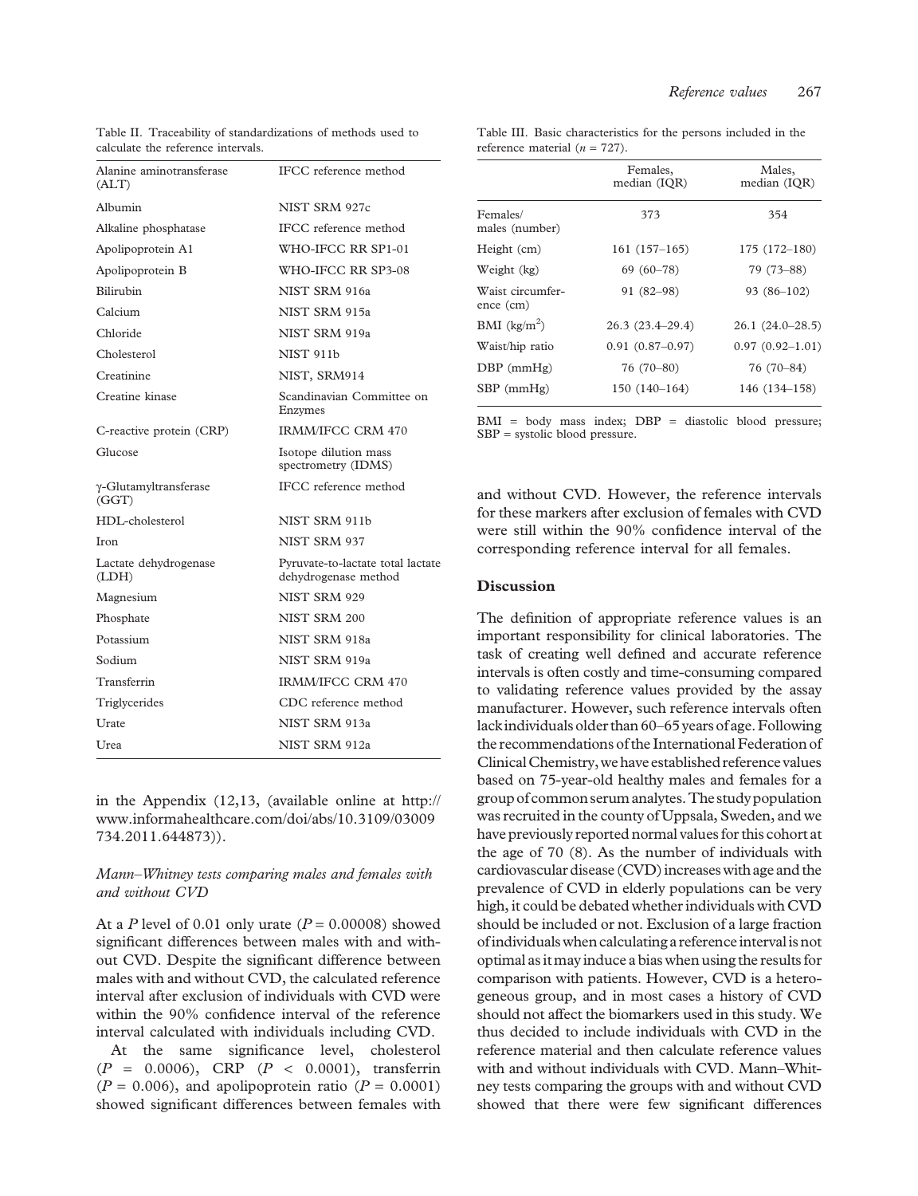Table II. Traceability of standardizations of methods used to calculate the reference intervals.

| | |
|---|---|
| Alanine aminotransferase (ALT) | IFCC reference method |
| Albumin | NIST SRM 927c |
| Alkaline phosphatase | IFCC reference method |
| Apolipoprotein A1 | WHO-IFCC RR SP1-01 |
| Apolipoprotein B | WHO-IFCC RR SP3-08 |
| Bilirubin | NIST SRM 916a |
| Calcium | NIST SRM 915a |
| Chloride | NIST SRM 919a |
| Cholesterol | NIST 911b |
| Creatinine | NIST, SRM914 |
| Creatine kinase | Scandinavian Committee on Enzymes |
| C-reactive protein (CRP) | IRMM/IFCC CRM 470 |
| Glucose | Isotope dilution mass spectrometry (IDMS) |
| γ-Glutamyltransferase (GGT) | IFCC reference method |
| HDL-cholesterol | NIST SRM 911b |
| Iron | NIST SRM 937 |
| Lactate dehydrogenase (LDH) | Pyruvate-to-lactate total lactate dehydrogenase method |
| Magnesium | NIST SRM 929 |
| Phosphate | NIST SRM 200 |
| Potassium | NIST SRM 918a |
| Sodium | NIST SRM 919a |
| Transferrin | IRMM/IFCC CRM 470 |
| Triglycerides | CDC reference method |
| Urate | NIST SRM 913a |
| Urea | NIST SRM 912a |

in the Appendix (12,13, (available online at http://www.informahealthcare.com/doi/abs/10.3109/03009734.2011.644873)).

### *Mann–Whitney tests comparing males and females with and without CVD*

At a *P* level of 0.01 only urate ($P = 0.00008$) showed significant differences between males with and without CVD. Despite the significant difference between males with and without CVD, the calculated reference interval after exclusion of individuals with CVD were within the 90% confidence interval of the reference interval calculated with individuals including CVD.

At the same significance level, cholesterol ($P = 0.0006$), CRP ($P < 0.0001$), transferrin ($P = 0.006$), and apolipoprotein ratio ($P = 0.0001$) showed significant differences between females with and without CVD. However, the reference intervals for these markers after exclusion of females with CVD were still within the 90% confidence interval of the corresponding reference interval for all females.

Table III. Basic characteristics for the persons included in the reference material ($n = 727$).

| | Females, median (IQR) | Males, median (IQR) |
|---|---|---|
| Females/ males (number) | 373 | 354 |
| Height (cm) | 161 (157–165) | 175 (172–180) |
| Weight (kg) | 69 (60–78) | 79 (73–88) |
| Waist circumference (cm) | 91 (82–98) | 93 (86–102) |
| BMI (kg/m$^2$) | 26.3 (23.4–29.4) | 26.1 (24.0–28.5) |
| Waist/hip ratio | 0.91 (0.87–0.97) | 0.97 (0.92–1.01) |
| DBP (mmHg) | 76 (70–80) | 76 (70–84) |
| SBP (mmHg) | 150 (140–164) | 146 (134–158) |

BMI = body mass index; DBP = diastolic blood pressure; SBP = systolic blood pressure.

## Discussion

The definition of appropriate reference values is an important responsibility for clinical laboratories. The task of creating well defined and accurate reference intervals is often costly and time-consuming compared to validating reference values provided by the assay manufacturer. However, such reference intervals often lack individuals older than 60–65 years of age. Following the recommendations of the International Federation of Clinical Chemistry, we have established reference values based on 75-year-old healthy males and females for a group of common serum analytes. The study population was recruited in the county of Uppsala, Sweden, and we have previously reported normal values for this cohort at the age of 70 (8). As the number of individuals with cardiovascular disease (CVD) increases with age and the prevalence of CVD in elderly populations can be very high, it could be debated whether individuals with CVD should be included or not. Exclusion of a large fraction of individuals when calculating a reference interval is not optimal as it may induce a bias when using the results for comparison with patients. However, CVD is a heterogeneous group, and in most cases a history of CVD should not affect the biomarkers used in this study. We thus decided to include individuals with CVD in the reference material and then calculate reference values with and without individuals with CVD. Mann–Whitney tests comparing the groups with and without CVD showed that there were few significant differences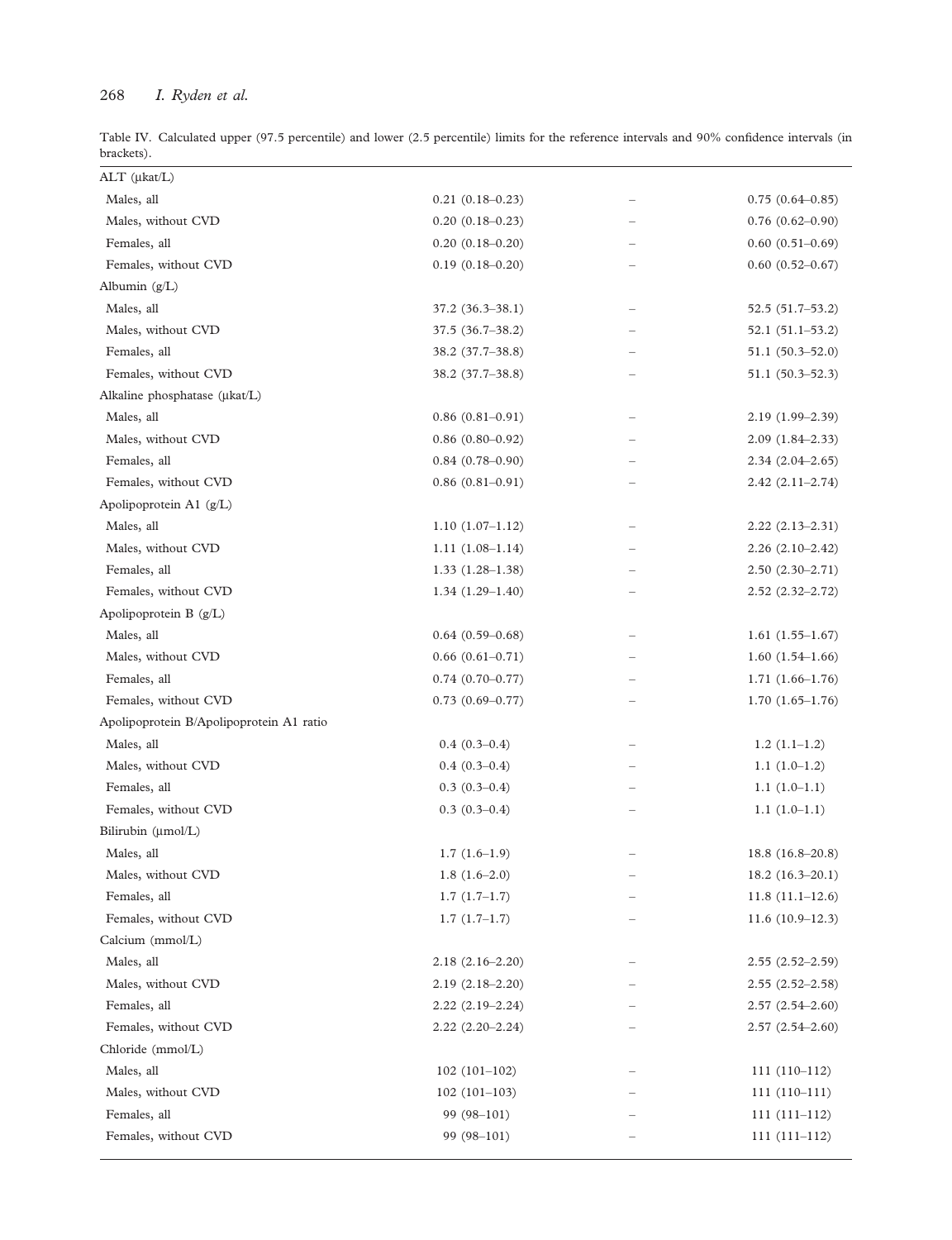Table IV. Calculated upper (97.5 percentile) and lower (2.5 percentile) limits for the reference intervals and 90% confidence intervals (in brackets).

| | | | |
|---|---|---|---|
| ALT (µkat/L) | | | |
| Males, all | 0.21 (0.18–0.23) | – | 0.75 (0.64–0.85) |
| Males, without CVD | 0.20 (0.18–0.23) | – | 0.76 (0.62–0.90) |
| Females, all | 0.20 (0.18–0.20) | – | 0.60 (0.51–0.69) |
| Females, without CVD | 0.19 (0.18–0.20) | – | 0.60 (0.52–0.67) |
| Albumin (g/L) | | | |
| Males, all | 37.2 (36.3–38.1) | – | 52.5 (51.7–53.2) |
| Males, without CVD | 37.5 (36.7–38.2) | – | 52.1 (51.1–53.2) |
| Females, all | 38.2 (37.7–38.8) | – | 51.1 (50.3–52.0) |
| Females, without CVD | 38.2 (37.7–38.8) | – | 51.1 (50.3–52.3) |
| Alkaline phosphatase (µkat/L) | | | |
| Males, all | 0.86 (0.81–0.91) | – | 2.19 (1.99–2.39) |
| Males, without CVD | 0.86 (0.80–0.92) | – | 2.09 (1.84–2.33) |
| Females, all | 0.84 (0.78–0.90) | – | 2.34 (2.04–2.65) |
| Females, without CVD | 0.86 (0.81–0.91) | – | 2.42 (2.11–2.74) |
| Apolipoprotein A1 (g/L) | | | |
| Males, all | 1.10 (1.07–1.12) | – | 2.22 (2.13–2.31) |
| Males, without CVD | 1.11 (1.08–1.14) | – | 2.26 (2.10–2.42) |
| Females, all | 1.33 (1.28–1.38) | – | 2.50 (2.30–2.71) |
| Females, without CVD | 1.34 (1.29–1.40) | – | 2.52 (2.32–2.72) |
| Apolipoprotein B (g/L) | | | |
| Males, all | 0.64 (0.59–0.68) | – | 1.61 (1.55–1.67) |
| Males, without CVD | 0.66 (0.61–0.71) | – | 1.60 (1.54–1.66) |
| Females, all | 0.74 (0.70–0.77) | – | 1.71 (1.66–1.76) |
| Females, without CVD | 0.73 (0.69–0.77) | – | 1.70 (1.65–1.76) |
| Apolipoprotein B/Apolipoprotein A1 ratio | | | |
| Males, all | 0.4 (0.3–0.4) | – | 1.2 (1.1–1.2) |
| Males, without CVD | 0.4 (0.3–0.4) | – | 1.1 (1.0–1.2) |
| Females, all | 0.3 (0.3–0.4) | – | 1.1 (1.0–1.1) |
| Females, without CVD | 0.3 (0.3–0.4) | – | 1.1 (1.0–1.1) |
| Bilirubin (µmol/L) | | | |
| Males, all | 1.7 (1.6–1.9) | – | 18.8 (16.8–20.8) |
| Males, without CVD | 1.8 (1.6–2.0) | – | 18.2 (16.3–20.1) |
| Females, all | 1.7 (1.7–1.7) | – | 11.8 (11.1–12.6) |
| Females, without CVD | 1.7 (1.7–1.7) | – | 11.6 (10.9–12.3) |
| Calcium (mmol/L) | | | |
| Males, all | 2.18 (2.16–2.20) | – | 2.55 (2.52–2.59) |
| Males, without CVD | 2.19 (2.18–2.20) | – | 2.55 (2.52–2.58) |
| Females, all | 2.22 (2.19–2.24) | – | 2.57 (2.54–2.60) |
| Females, without CVD | 2.22 (2.20–2.24) | – | 2.57 (2.54–2.60) |
| Chloride (mmol/L) | | | |
| Males, all | 102 (101–102) | – | 111 (110–112) |
| Males, without CVD | 102 (101–103) | – | 111 (110–111) |
| Females, all | 99 (98–101) | – | 111 (111–112) |
| Females, without CVD | 99 (98–101) | – | 111 (111–112) |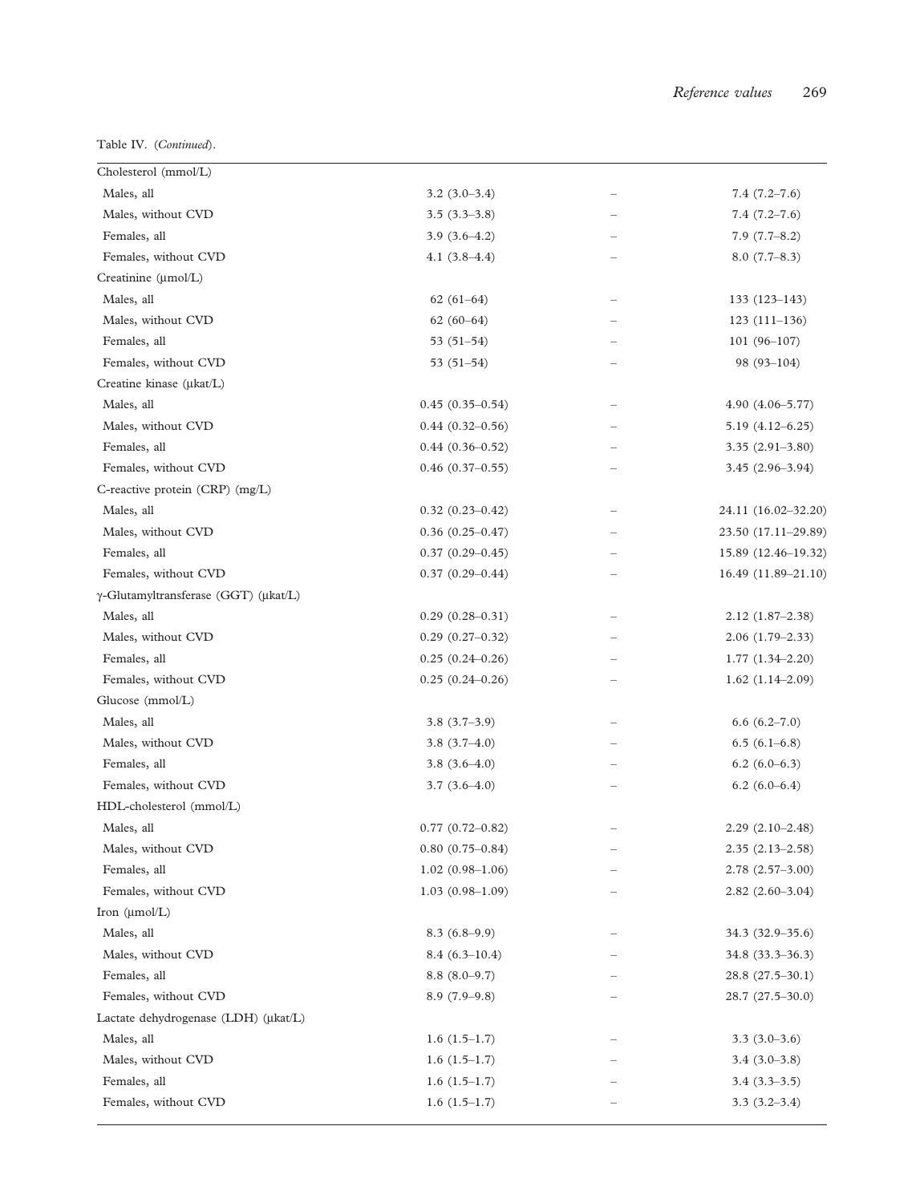Table IV. (*Continued*).

| | | | |
|---|---|---|---|
| Cholesterol (mmol/L) | | | |
| Males, all | 3.2 (3.0–3.4) | – | 7.4 (7.2–7.6) |
| Males, without CVD | 3.5 (3.3–3.8) | – | 7.4 (7.2–7.6) |
| Females, all | 3.9 (3.6–4.2) | – | 7.9 (7.7–8.2) |
| Females, without CVD | 4.1 (3.8–4.4) | – | 8.0 (7.7–8.3) |
| Creatinine (μmol/L) | | | |
| Males, all | 62 (61–64) | – | 133 (123–143) |
| Males, without CVD | 62 (60–64) | – | 123 (111–136) |
| Females, all | 53 (51–54) | – | 101 (96–107) |
| Females, without CVD | 53 (51–54) | – | 98 (93–104) |
| Creatine kinase (μkat/L) | | | |
| Males, all | 0.45 (0.35–0.54) | – | 4.90 (4.06–5.77) |
| Males, without CVD | 0.44 (0.32–0.56) | – | 5.19 (4.12–6.25) |
| Females, all | 0.44 (0.36–0.52) | – | 3.35 (2.91–3.80) |
| Females, without CVD | 0.46 (0.37–0.55) | – | 3.45 (2.96–3.94) |
| C-reactive protein (CRP) (mg/L) | | | |
| Males, all | 0.32 (0.23–0.42) | – | 24.11 (16.02–32.20) |
| Males, without CVD | 0.36 (0.25–0.47) | – | 23.50 (17.11–29.89) |
| Females, all | 0.37 (0.29–0.45) | – | 15.89 (12.46–19.32) |
| Females, without CVD | 0.37 (0.29–0.44) | – | 16.49 (11.89–21.10) |
| γ-Glutamyltransferase (GGT) (μkat/L) | | | |
| Males, all | 0.29 (0.28–0.31) | – | 2.12 (1.87–2.38) |
| Males, without CVD | 0.29 (0.27–0.32) | – | 2.06 (1.79–2.33) |
| Females, all | 0.25 (0.24–0.26) | – | 1.77 (1.34–2.20) |
| Females, without CVD | 0.25 (0.24–0.26) | – | 1.62 (1.14–2.09) |
| Glucose (mmol/L) | | | |
| Males, all | 3.8 (3.7–3.9) | – | 6.6 (6.2–7.0) |
| Males, without CVD | 3.8 (3.7–4.0) | – | 6.5 (6.1–6.8) |
| Females, all | 3.8 (3.6–4.0) | – | 6.2 (6.0–6.3) |
| Females, without CVD | 3.7 (3.6–4.0) | – | 6.2 (6.0–6.4) |
| HDL-cholesterol (mmol/L) | | | |
| Males, all | 0.77 (0.72–0.82) | – | 2.29 (2.10–2.48) |
| Males, without CVD | 0.80 (0.75–0.84) | – | 2.35 (2.13–2.58) |
| Females, all | 1.02 (0.98–1.06) | – | 2.78 (2.57–3.00) |
| Females, without CVD | 1.03 (0.98–1.09) | – | 2.82 (2.60–3.04) |
| Iron (μmol/L) | | | |
| Males, all | 8.3 (6.8–9.9) | – | 34.3 (32.9–35.6) |
| Males, without CVD | 8.4 (6.3–10.4) | – | 34.8 (33.3–36.3) |
| Females, all | 8.8 (8.0–9.7) | – | 28.8 (27.5–30.1) |
| Females, without CVD | 8.9 (7.9–9.8) | – | 28.7 (27.5–30.0) |
| Lactate dehydrogenase (LDH) (μkat/L) | | | |
| Males, all | 1.6 (1.5–1.7) | – | 3.3 (3.0–3.6) |
| Males, without CVD | 1.6 (1.5–1.7) | – | 3.4 (3.0–3.8) |
| Females, all | 1.6 (1.5–1.7) | – | 3.4 (3.3–3.5) |
| Females, without CVD | 1.6 (1.5–1.7) | – | 3.3 (3.2–3.4) |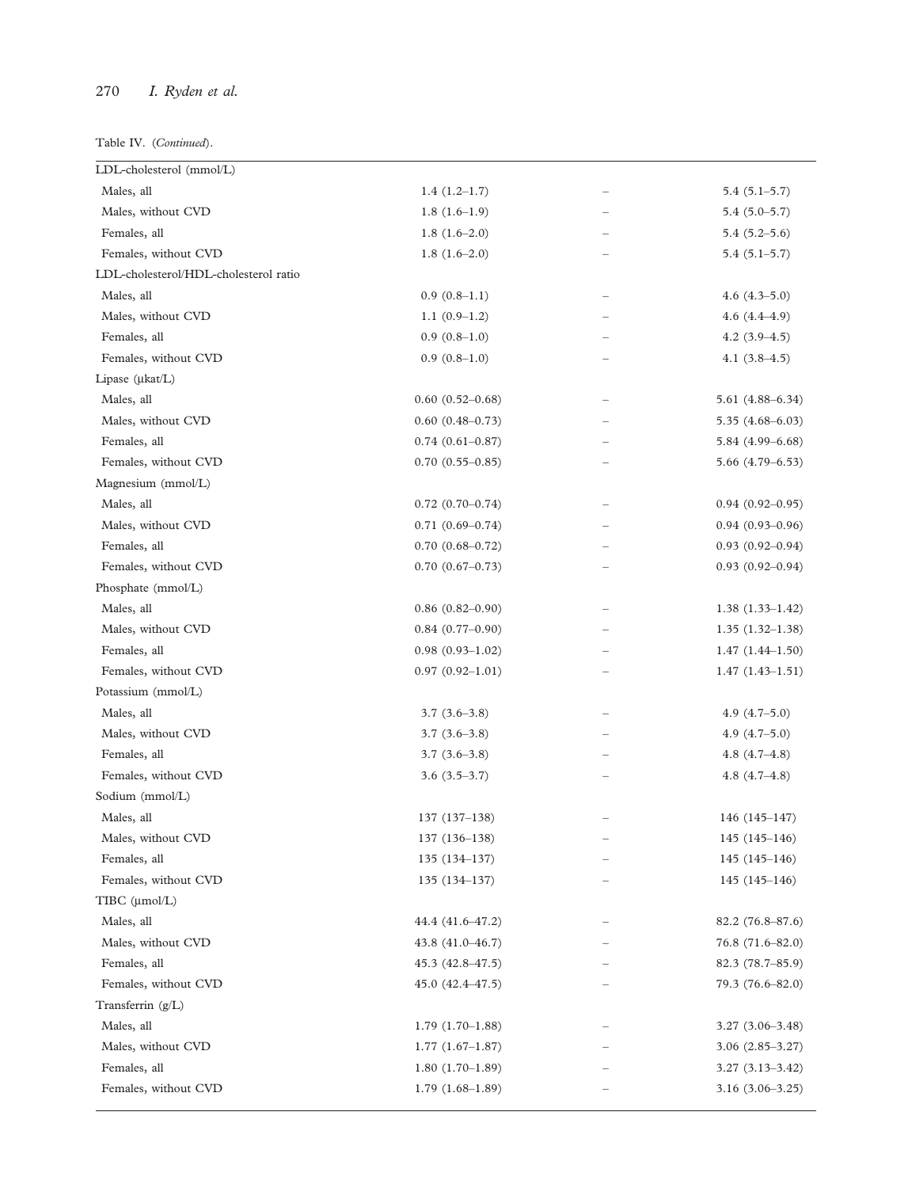Table IV. (*Continued*).

| | | | |
|---|---|---|---|
| LDL-cholesterol (mmol/L) | | | |
| Males, all | 1.4 (1.2–1.7) | – | 5.4 (5.1–5.7) |
| Males, without CVD | 1.8 (1.6–1.9) | – | 5.4 (5.0–5.7) |
| Females, all | 1.8 (1.6–2.0) | – | 5.4 (5.2–5.6) |
| Females, without CVD | 1.8 (1.6–2.0) | – | 5.4 (5.1–5.7) |
| LDL-cholesterol/HDL-cholesterol ratio | | | |
| Males, all | 0.9 (0.8–1.1) | – | 4.6 (4.3–5.0) |
| Males, without CVD | 1.1 (0.9–1.2) | – | 4.6 (4.4–4.9) |
| Females, all | 0.9 (0.8–1.0) | – | 4.2 (3.9–4.5) |
| Females, without CVD | 0.9 (0.8–1.0) | – | 4.1 (3.8–4.5) |
| Lipase (μkat/L) | | | |
| Males, all | 0.60 (0.52–0.68) | – | 5.61 (4.88–6.34) |
| Males, without CVD | 0.60 (0.48–0.73) | – | 5.35 (4.68–6.03) |
| Females, all | 0.74 (0.61–0.87) | – | 5.84 (4.99–6.68) |
| Females, without CVD | 0.70 (0.55–0.85) | – | 5.66 (4.79–6.53) |
| Magnesium (mmol/L) | | | |
| Males, all | 0.72 (0.70–0.74) | – | 0.94 (0.92–0.95) |
| Males, without CVD | 0.71 (0.69–0.74) | – | 0.94 (0.93–0.96) |
| Females, all | 0.70 (0.68–0.72) | – | 0.93 (0.92–0.94) |
| Females, without CVD | 0.70 (0.67–0.73) | – | 0.93 (0.92–0.94) |
| Phosphate (mmol/L) | | | |
| Males, all | 0.86 (0.82–0.90) | – | 1.38 (1.33–1.42) |
| Males, without CVD | 0.84 (0.77–0.90) | – | 1.35 (1.32–1.38) |
| Females, all | 0.98 (0.93–1.02) | – | 1.47 (1.44–1.50) |
| Females, without CVD | 0.97 (0.92–1.01) | – | 1.47 (1.43–1.51) |
| Potassium (mmol/L) | | | |
| Males, all | 3.7 (3.6–3.8) | – | 4.9 (4.7–5.0) |
| Males, without CVD | 3.7 (3.6–3.8) | – | 4.9 (4.7–5.0) |
| Females, all | 3.7 (3.6–3.8) | – | 4.8 (4.7–4.8) |
| Females, without CVD | 3.6 (3.5–3.7) | – | 4.8 (4.7–4.8) |
| Sodium (mmol/L) | | | |
| Males, all | 137 (137–138) | – | 146 (145–147) |
| Males, without CVD | 137 (136–138) | – | 145 (145–146) |
| Females, all | 135 (134–137) | – | 145 (145–146) |
| Females, without CVD | 135 (134–137) | – | 145 (145–146) |
| TIBC (μmol/L) | | | |
| Males, all | 44.4 (41.6–47.2) | – | 82.2 (76.8–87.6) |
| Males, without CVD | 43.8 (41.0–46.7) | – | 76.8 (71.6–82.0) |
| Females, all | 45.3 (42.8–47.5) | – | 82.3 (78.7–85.9) |
| Females, without CVD | 45.0 (42.4–47.5) | – | 79.3 (76.6–82.0) |
| Transferrin (g/L) | | | |
| Males, all | 1.79 (1.70–1.88) | – | 3.27 (3.06–3.48) |
| Males, without CVD | 1.77 (1.67–1.87) | – | 3.06 (2.85–3.27) |
| Females, all | 1.80 (1.70–1.89) | – | 3.27 (3.13–3.42) |
| Females, without CVD | 1.79 (1.68–1.89) | – | 3.16 (3.06–3.25) |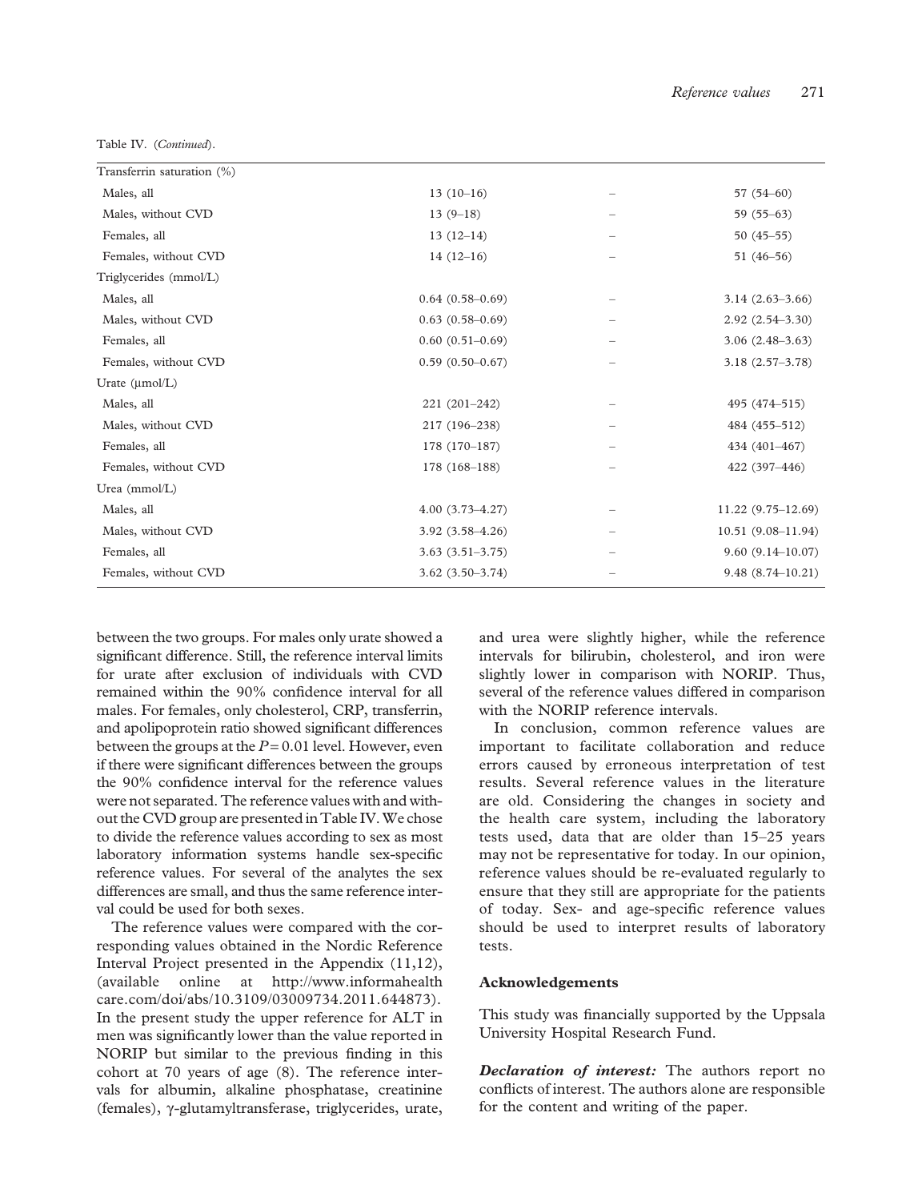Table IV. (*Continued*).

| | | | |
|---|---|---|---|
| Transferrin saturation (%) | | | |
| Males, all | 13 (10–16) | – | 57 (54–60) |
| Males, without CVD | 13 (9–18) | – | 59 (55–63) |
| Females, all | 13 (12–14) | – | 50 (45–55) |
| Females, without CVD | 14 (12–16) | – | 51 (46–56) |
| Triglycerides (mmol/L) | | | |
| Males, all | 0.64 (0.58–0.69) | – | 3.14 (2.63–3.66) |
| Males, without CVD | 0.63 (0.58–0.69) | – | 2.92 (2.54–3.30) |
| Females, all | 0.60 (0.51–0.69) | – | 3.06 (2.48–3.63) |
| Females, without CVD | 0.59 (0.50–0.67) | – | 3.18 (2.57–3.78) |
| Urate (μmol/L) | | | |
| Males, all | 221 (201–242) | – | 495 (474–515) |
| Males, without CVD | 217 (196–238) | – | 484 (455–512) |
| Females, all | 178 (170–187) | – | 434 (401–467) |
| Females, without CVD | 178 (168–188) | – | 422 (397–446) |
| Urea (mmol/L) | | | |
| Males, all | 4.00 (3.73–4.27) | – | 11.22 (9.75–12.69) |
| Males, without CVD | 3.92 (3.58–4.26) | – | 10.51 (9.08–11.94) |
| Females, all | 3.63 (3.51–3.75) | – | 9.60 (9.14–10.07) |
| Females, without CVD | 3.62 (3.50–3.74) | – | 9.48 (8.74–10.21) |

between the two groups. For males only urate showed a significant difference. Still, the reference interval limits for urate after exclusion of individuals with CVD remained within the 90% confidence interval for all males. For females, only cholesterol, CRP, transferrin, and apolipoprotein ratio showed significant differences between the groups at the $P = 0.01$ level. However, even if there were significant differences between the groups the 90% confidence interval for the reference values were not separated. The reference values with and without the CVD group are presented in Table IV. We chose to divide the reference values according to sex as most laboratory information systems handle sex-specific reference values. For several of the analytes the sex differences are small, and thus the same reference interval could be used for both sexes.

The reference values were compared with the corresponding values obtained in the Nordic Reference Interval Project presented in the Appendix (11,12), (available online at http://www.informahealthcare.com/doi/abs/10.3109/03009734.2011.644873). In the present study the upper reference for ALT in men was significantly lower than the value reported in NORIP but similar to the previous finding in this cohort at 70 years of age (8). The reference intervals for albumin, alkaline phosphatase, creatinine (females), γ-glutamyltransferase, triglycerides, urate, and urea were slightly higher, while the reference intervals for bilirubin, cholesterol, and iron were slightly lower in comparison with NORIP. Thus, several of the reference values differed in comparison with the NORIP reference intervals.

In conclusion, common reference values are important to facilitate collaboration and reduce errors caused by erroneous interpretation of test results. Several reference values in the literature are old. Considering the changes in society and the health care system, including the laboratory tests used, data that are older than 15–25 years may not be representative for today. In our opinion, reference values should be re-evaluated regularly to ensure that they still are appropriate for the patients of today. Sex- and age-specific reference values should be used to interpret results of laboratory tests.

## Acknowledgements

This study was financially supported by the Uppsala University Hospital Research Fund.

***Declaration of interest:*** The authors report no conflicts of interest. The authors alone are responsible for the content and writing of the paper.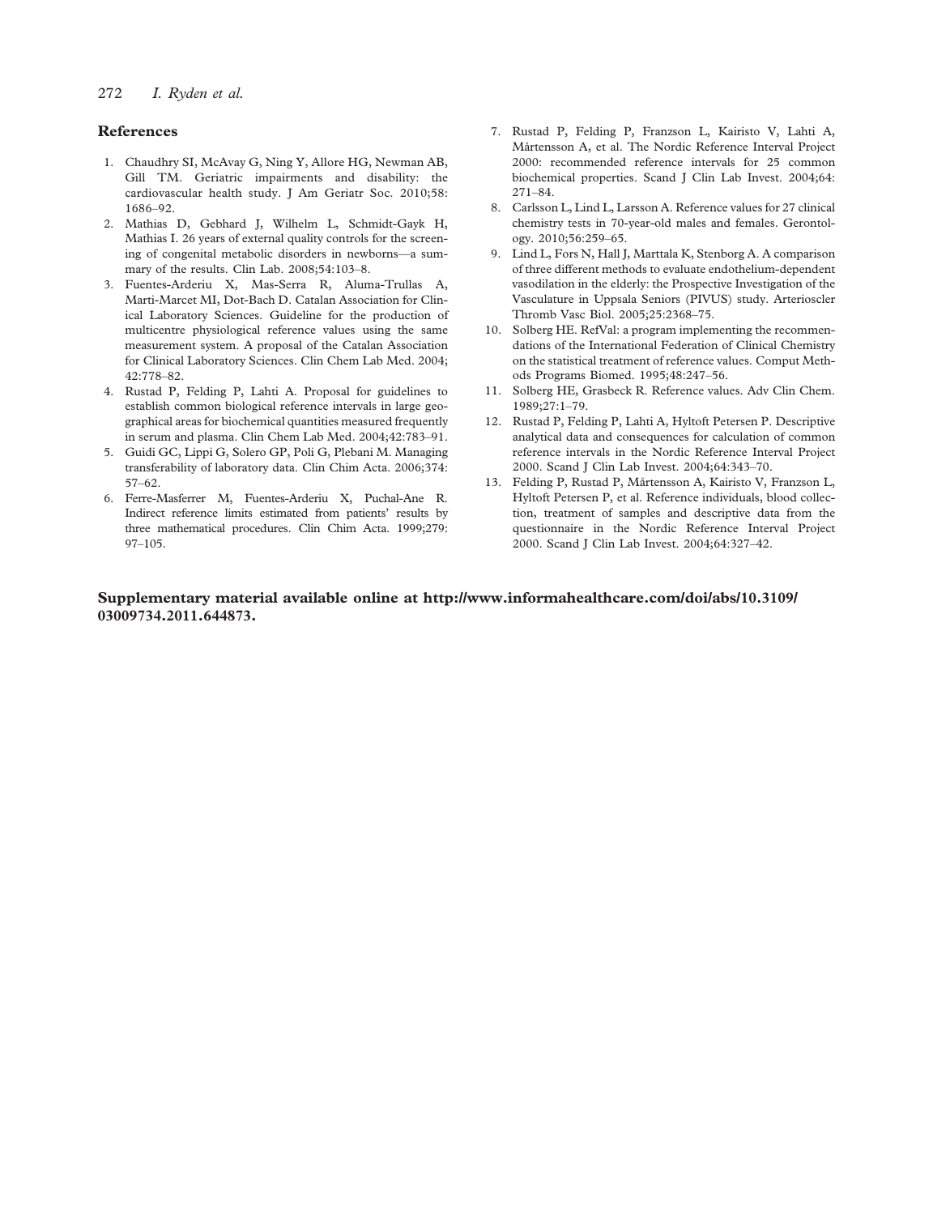## References

1. Chaudhry SI, McAvay G, Ning Y, Allore HG, Newman AB, Gill TM. Geriatric impairments and disability: the cardiovascular health study. J Am Geriatr Soc. 2010;58: 1686–92.
2. Mathias D, Gebhard J, Wilhelm L, Schmidt-Gayk H, Mathias I. 26 years of external quality controls for the screening of congenital metabolic disorders in newborns—a summary of the results. Clin Lab. 2008;54:103–8.
3. Fuentes-Arderiu X, Mas-Serra R, Aluma-Trullas A, Marti-Marcet MI, Dot-Bach D. Catalan Association for Clinical Laboratory Sciences. Guideline for the production of multicentre physiological reference values using the same measurement system. A proposal of the Catalan Association for Clinical Laboratory Sciences. Clin Chem Lab Med. 2004; 42:778–82.
4. Rustad P, Felding P, Lahti A. Proposal for guidelines to establish common biological reference intervals in large geographical areas for biochemical quantities measured frequently in serum and plasma. Clin Chem Lab Med. 2004;42:783–91.
5. Guidi GC, Lippi G, Solero GP, Poli G, Plebani M. Managing transferability of laboratory data. Clin Chim Acta. 2006;374: 57–62.
6. Ferre-Masferrer M, Fuentes-Arderiu X, Puchal-Ane R. Indirect reference limits estimated from patients' results by three mathematical procedures. Clin Chim Acta. 1999;279: 97–105.
7. Rustad P, Felding P, Franzson L, Kairisto V, Lahti A, Mårtensson A, et al. The Nordic Reference Interval Project 2000: recommended reference intervals for 25 common biochemical properties. Scand J Clin Lab Invest. 2004;64: 271–84.
8. Carlsson L, Lind L, Larsson A. Reference values for 27 clinical chemistry tests in 70-year-old males and females. Gerontology. 2010;56:259–65.
9. Lind L, Fors N, Hall J, Marttala K, Stenborg A. A comparison of three different methods to evaluate endothelium-dependent vasodilation in the elderly: the Prospective Investigation of the Vasculature in Uppsala Seniors (PIVUS) study. Arterioscler Thromb Vasc Biol. 2005;25:2368–75.
10. Solberg HE. RefVal: a program implementing the recommendations of the International Federation of Clinical Chemistry on the statistical treatment of reference values. Comput Methods Programs Biomed. 1995;48:247–56.
11. Solberg HE, Grasbeck R. Reference values. Adv Clin Chem. 1989;27:1–79.
12. Rustad P, Felding P, Lahti A, Hyltoft Petersen P. Descriptive analytical data and consequences for calculation of common reference intervals in the Nordic Reference Interval Project 2000. Scand J Clin Lab Invest. 2004;64:343–70.
13. Felding P, Rustad P, Mårtensson A, Kairisto V, Franzson L, Hyltoft Petersen P, et al. Reference individuals, blood collection, treatment of samples and descriptive data from the questionnaire in the Nordic Reference Interval Project 2000. Scand J Clin Lab Invest. 2004;64:327–42.

**Supplementary material available online at http://www.informahealthcare.com/doi/abs/10.3109/03009734.2011.644873.**